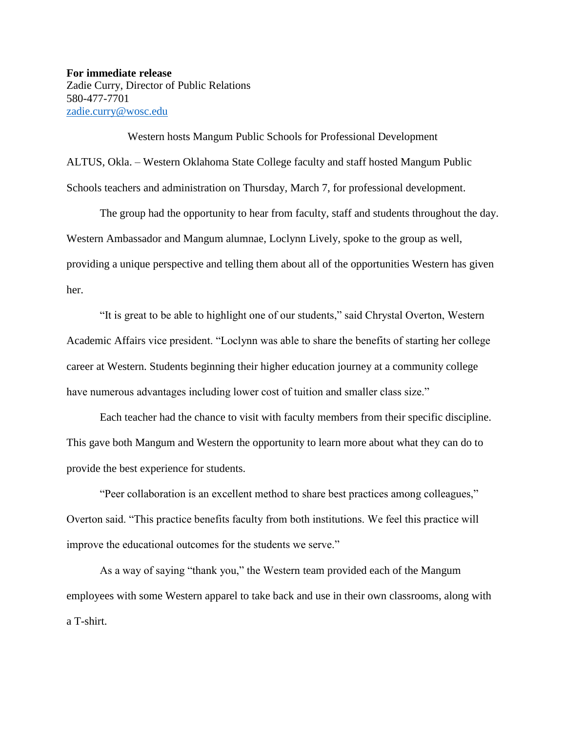**For immediate release**
Zadie Curry, Director of Public Relations
580-477-7701
zadie.curry@wosc.edu

Western hosts Mangum Public Schools for Professional Development

ALTUS, Okla. – Western Oklahoma State College faculty and staff hosted Mangum Public Schools teachers and administration on Thursday, March 7, for professional development.

The group had the opportunity to hear from faculty, staff and students throughout the day. Western Ambassador and Mangum alumnae, Loclynn Lively, spoke to the group as well, providing a unique perspective and telling them about all of the opportunities Western has given her.

"It is great to be able to highlight one of our students," said Chrystal Overton, Western Academic Affairs vice president. "Loclynn was able to share the benefits of starting her college career at Western. Students beginning their higher education journey at a community college have numerous advantages including lower cost of tuition and smaller class size."

Each teacher had the chance to visit with faculty members from their specific discipline. This gave both Mangum and Western the opportunity to learn more about what they can do to provide the best experience for students.

"Peer collaboration is an excellent method to share best practices among colleagues," Overton said. "This practice benefits faculty from both institutions. We feel this practice will improve the educational outcomes for the students we serve."

As a way of saying "thank you," the Western team provided each of the Mangum employees with some Western apparel to take back and use in their own classrooms, along with a T-shirt.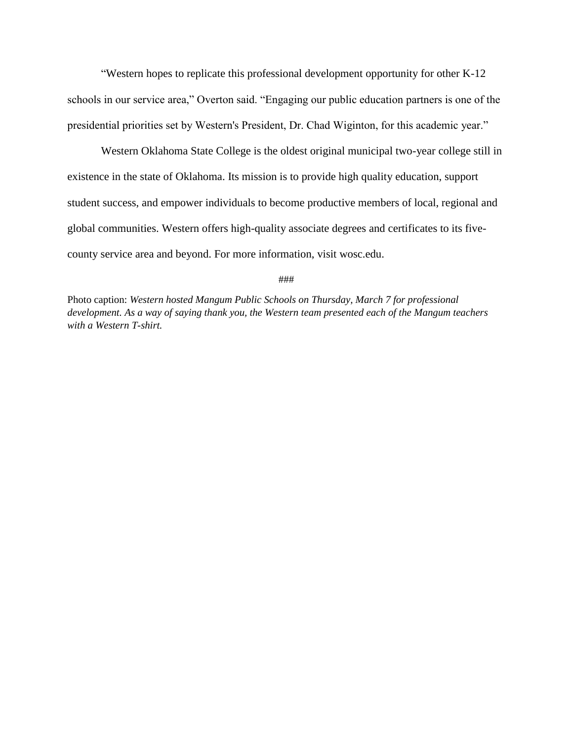"Western hopes to replicate this professional development opportunity for other K-12 schools in our service area," Overton said. "Engaging our public education partners is one of the presidential priorities set by Western's President, Dr. Chad Wiginton, for this academic year."

Western Oklahoma State College is the oldest original municipal two-year college still in existence in the state of Oklahoma. Its mission is to provide high quality education, support student success, and empower individuals to become productive members of local, regional and global communities. Western offers high-quality associate degrees and certificates to its five-county service area and beyond. For more information, visit wosc.edu.

###

Photo caption: *Western hosted Mangum Public Schools on Thursday, March 7 for professional development. As a way of saying thank you, the Western team presented each of the Mangum teachers with a Western T-shirt.*